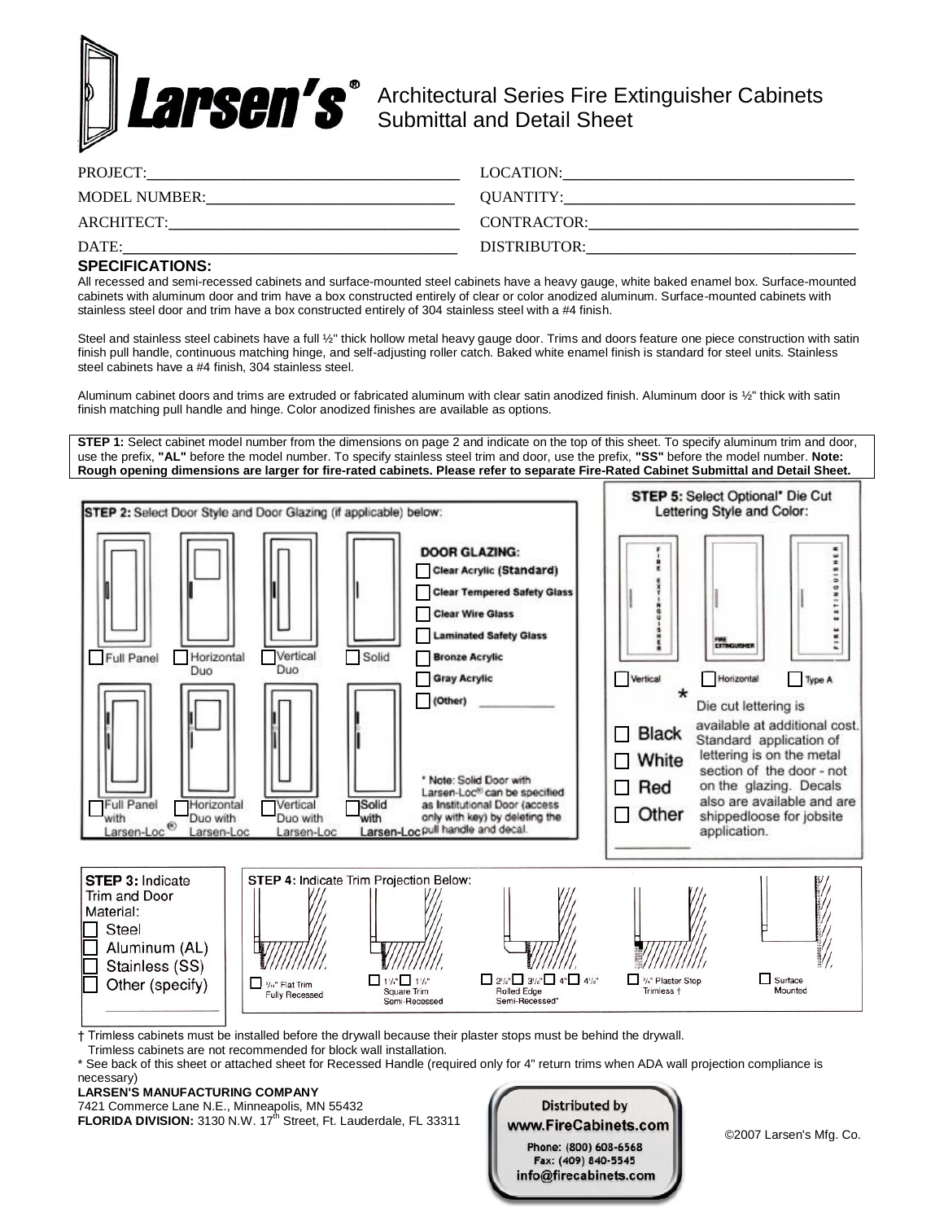# Larsen's®

## Architectural Series Fire Extinguisher Cabinets Submittal and Detail Sheet

PROJECT: \_\_\_\_\_\_\_\_\_\_\_\_\_\_\_\_\_\_\_\_ LOCATION: \_\_\_\_\_\_\_\_\_\_\_\_\_\_\_\_\_\_\_\_

MODEL NUMBER: \_\_\_\_\_\_\_\_\_\_\_\_\_\_\_\_\_\_\_\_ QUANTITY: \_\_\_\_\_\_\_\_\_\_\_\_\_\_\_\_\_\_\_\_

ARCHITECT: \_\_\_\_\_\_\_\_\_\_\_\_\_\_\_\_\_\_\_\_ CONTRACTOR: \_\_\_\_\_\_\_\_\_\_\_\_\_\_\_\_\_\_\_\_

DATE: \_\_\_\_\_\_\_\_\_\_\_\_\_\_\_\_\_\_\_\_ DISTRIBUTOR: \_\_\_\_\_\_\_\_\_\_\_\_\_\_\_\_\_\_\_\_

### SPECIFICATIONS:

All recessed and semi-recessed cabinets and surface-mounted steel cabinets have a heavy gauge, white baked enamel box. Surface-mounted cabinets with aluminum door and trim have a box constructed entirely of clear or color anodized aluminum. Surface-mounted cabinets with stainless steel door and trim have a box constructed entirely of 304 stainless steel with a #4 finish.

Steel and stainless steel cabinets have a full ½" thick hollow metal heavy gauge door. Trims and doors feature one piece construction with satin finish pull handle, continuous matching hinge, and self-adjusting roller catch. Baked white enamel finish is standard for steel units. Stainless steel cabinets have a #4 finish, 304 stainless steel.

Aluminum cabinet doors and trims are extruded or fabricated aluminum with clear satin anodized finish. Aluminum door is ½" thick with satin finish matching pull handle and hinge. Color anodized finishes are available as options.

**STEP 1:** Select cabinet model number from the dimensions on page 2 and indicate on the top of this sheet. To specify aluminum trim and door, use the prefix, **"AL"** before the model number. To specify stainless steel trim and door, use the prefix, **"SS"** before the model number. **Note: Rough opening dimensions are larger for fire-rated cabinets. Please refer to separate Fire-Rated Cabinet Submittal and Detail Sheet.**

**STEP 2:** Select Door Style and Door Glazing (if applicable) below:

- ☐ Full Panel
- ☐ Horizontal Duo
- ☐ Vertical Duo
- ☐ Solid
- ☐ Full Panel with Larsen-Loc®
- ☐ Horizontal Duo with Larsen-Loc
- ☐ Vertical Duo with Larsen-Loc
- ☐ Solid with Larsen-Loc

**DOOR GLAZING:**

- ☐ Clear Acrylic (Standard)
- ☐ Clear Tempered Safety Glass
- ☐ Clear Wire Glass
- ☐ Laminated Safety Glass
- ☐ Bronze Acrylic
- ☐ Gray Acrylic
- ☐ (Other) \_\_\_\_\_\_\_\_

* Note: Solid Door with Larsen-Loc® can be specified as Institutional Door (access only with key) by deleting the pull handle and decal.

**STEP 3:** Indicate Trim and Door Material:

- ☐ Steel
- ☐ Aluminum (AL)
- ☐ Stainless (SS)
- ☐ Other (specify) \_\_\_\_\_\_\_\_

**STEP 4:** Indicate Trim Projection Below:

- ☐ 5/16" Flat Trim Fully Recessed
- ☐ 1¼" ☐ 1½" Square Trim Semi-Recessed
- ☐ 2½" ☐ 3½" ☐ 4" ☐ 4½" Rolled Edge Semi-Recessed*
- ☐ ¾" Plaster Stop Trimless †
- ☐ Surface Mounted

**STEP 5:** Select Optional* Die Cut Lettering Style and Color:

- ☐ Vertical
- ☐ Horizontal
- ☐ Type A

- ☐ Black
- ☐ White
- ☐ Red
- ☐ Other \_\_\_\_\_\_\_\_

* Die cut lettering is available at additional cost. Standard application of lettering is on the metal section of the door - not on the glazing. Decals also are available and are shippedloose for jobsite application.

† Trimless cabinets must be installed before the drywall because their plaster stops must be behind the drywall. Trimless cabinets are not recommended for block wall installation.

* See back of this sheet or attached sheet for Recessed Handle (required only for 4" return trims when ADA wall projection compliance is necessary)

**LARSEN'S MANUFACTURING COMPANY**
7421 Commerce Lane N.E., Minneapolis, MN 55432
**FLORIDA DIVISION:** 3130 N.W. 17th Street, Ft. Lauderdale, FL 33311

Distributed by
www.FireCabinets.com
Phone: (800) 608-6568
Fax: (409) 840-5545
info@firecabinets.com

©2007 Larsen's Mfg. Co.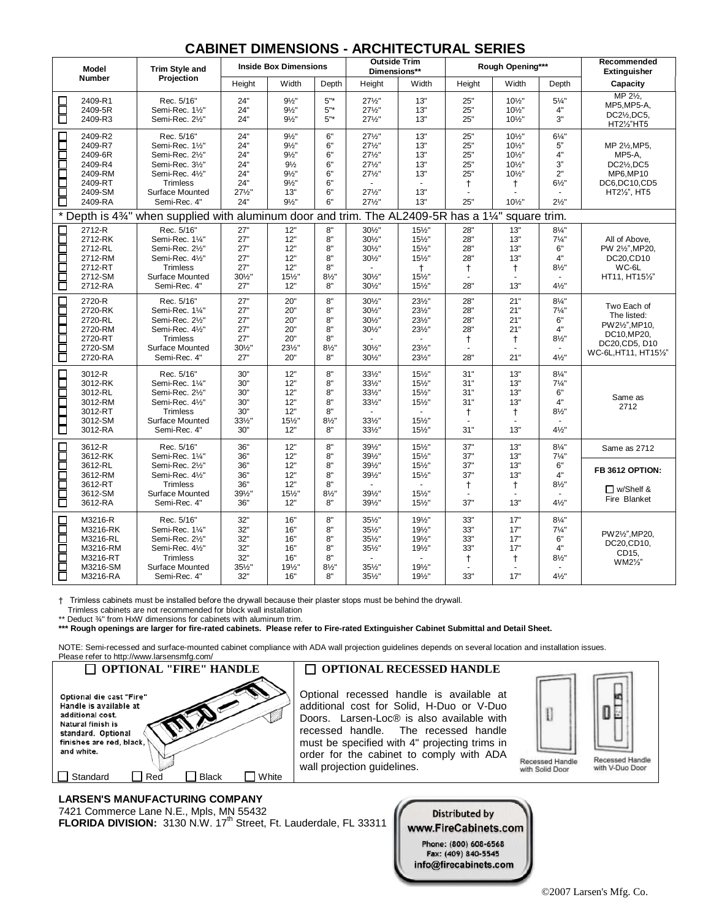# CABINET DIMENSIONS - ARCHITECTURAL SERIES

| Model Number | Trim Style and Projection | Inside Box Dimensions | | | Outside Trim Dimensions** | | Rough Opening*** | | | Recommended Extinguisher |
|---|---|---|---|---|---|---|---|---|---|---|
| | | Height | Width | Depth | Height | Width | Height | Width | Depth | Capacity |
| ☐ 2409-R1 | Rec. 5/16" | 24" | 9½" | 5"* | 27½" | 13" | 25" | 10½" | 5¼" | MP 2½, MP5,MP5-A, DC2½,DC5, HT2½"HT5 |
| ☐ 2409-5R | Semi-Rec. 1½" | 24" | 9½" | 5"* | 27½" | 13" | 25" | 10½" | 4" | |
| ☐ 2409-R3 | Semi-Rec. 2½" | 24" | 9½" | 5"* | 27½" | 13" | 25" | 10½" | 3" | |
| ☐ 2409-R2 | Rec. 5/16" | 24" | 9½" | 6" | 27½" | 13" | 25" | 10½" | 6¼" | MP 2½,MP5, MP5-A, DC2½,DC5 MP6,MP10 DC6,DC10,CD5 HT2½", HT5 |
| ☐ 2409-R7 | Semi-Rec. 1½" | 24" | 9½" | 6" | 27½" | 13" | 25" | 10½" | 5" | |
| ☐ 2409-6R | Semi-Rec. 2½" | 24" | 9½" | 6" | 27½" | 13" | 25" | 10½" | 4" | |
| ☐ 2409-R4 | Semi-Rec. 3½" | 24" | 9½ | 6" | 27½" | 13" | 25" | 10½" | 3" | |
| ☐ 2409-RM | Semi-Rec. 4½" | 24" | 9½" | 6" | 27½" | 13" | 25" | 10½" | 2" | |
| ☐ 2409-RT | Trimless | 24" | 9½" | 6" | - | - | † | † | 6½" | |
| ☐ 2409-SM | Surface Mounted | 27½" | 13" | 6" | 27½" | 13" | - | - | - | |
| ☐ 2409-RA | Semi-Rec. 4" | 24" | 9½" | 6" | 27½" | 13" | 25" | 10½" | 2½" | |
| * Depth is 4¾" when supplied with aluminum door and trim. The AL2409-5R has a 1¼" square trim. | | | | | | | | | | |
| ☐ 2712-R | Rec. 5/16" | 27" | 12" | 8" | 30½" | 15½" | 28" | 13" | 8¼" | All of Above, PW 2½",MP20, DC20,CD10 WC-6L HT11, HT15½" |
| ☐ 2712-RK | Semi-Rec. 1¼" | 27" | 12" | 8" | 30½" | 15½" | 28" | 13" | 7¼" | |
| ☐ 2712-RL | Semi-Rec. 2½" | 27" | 12" | 8" | 30½" | 15½" | 28" | 13" | 6" | |
| ☐ 2712-RM | Semi-Rec. 4½" | 27" | 12" | 8" | 30½" | 15½" | 28" | 13" | 4" | |
| ☐ 2712-RT | Trimless | 27" | 12" | 8" | - | † | † | † | 8½" | |
| ☐ 2712-SM | Surface Mounted | 30½" | 15½" | 8½" | 30½" | 15½" | - | - | - | |
| ☐ 2712-RA | Semi-Rec. 4" | 27" | 12" | 8" | 30½" | 15½" | 28" | 13" | 4½" | |
| ☐ 2720-R | Rec. 5/16" | 27" | 20" | 8" | 30½" | 23½" | 28" | 21" | 8¼" | Two Each of The listed: PW2½",MP10, DC10,MP20, DC20,CD5, D10 WC-6L,HT11, HT15½" |
| ☐ 2720-RK | Semi-Rec. 1¼" | 27" | 20" | 8" | 30½" | 23½" | 28" | 21" | 7¼" | |
| ☐ 2720-RL | Semi-Rec. 2½" | 27" | 20" | 8" | 30½" | 23½" | 28" | 21" | 6" | |
| ☐ 2720-RM | Semi-Rec. 4½" | 27" | 20" | 8" | 30½" | 23½" | 28" | 21" | 4" | |
| ☐ 2720-RT | Trimless | 27" | 20" | 8" | - | - | † | † | 8½" | |
| ☐ 2720-SM | Surface Mounted | 30½" | 23½" | 8½" | 30½" | 23½" | - | - | - | |
| ☐ 2720-RA | Semi-Rec. 4" | 27" | 20" | 8" | 30½" | 23½" | 28" | 21" | 4½" | |
| ☐ 3012-R | Rec. 5/16" | 30" | 12" | 8" | 33½" | 15½" | 31" | 13" | 8¼" | Same as 2712 |
| ☐ 3012-RK | Semi-Rec. 1¼" | 30" | 12" | 8" | 33½" | 15½" | 31" | 13" | 7¼" | |
| ☐ 3012-RL | Semi-Rec. 2½" | 30" | 12" | 8" | 33½" | 15½" | 31" | 13" | 6" | |
| ☐ 3012-RM | Semi-Rec. 4½" | 30" | 12" | 8" | 33½" | 15½" | 31" | 13" | 4" | |
| ☐ 3012-RT | Trimless | 30" | 12" | 8" | - | - | † | † | 8½" | |
| ☐ 3012-SM | Surface Mounted | 33½" | 15½" | 8½" | 33½" | 15½" | - | - | - | |
| ☐ 3012-RA | Semi-Rec. 4" | 30" | 12" | 8" | 33½" | 15½" | 31" | 13" | 4½" | |
| ☐ 3612-R | Rec. 5/16" | 36" | 12" | 8" | 39½" | 15½" | 37" | 13" | 8¼" | Same as 2712 |
| ☐ 3612-RK | Semi-Rec. 1¼" | 36" | 12" | 8" | 39½" | 15½" | 37" | 13" | 7¼" | **FB 3612 OPTION:** ☐ w/Shelf & Fire Blanket |
| ☐ 3612-RL | Semi-Rec. 2½" | 36" | 12" | 8" | 39½" | 15½" | 37" | 13" | 6" | |
| ☐ 3612-RM | Semi-Rec. 4½" | 36" | 12" | 8" | 39½" | 15½" | 37" | 13" | 4" | |
| ☐ 3612-RT | Trimless | 36" | 12" | 8" | - | - | † | † | 8½" | |
| ☐ 3612-SM | Surface Mounted | 39½" | 15½" | 8½" | 39½" | 15½" | - | - | - | |
| ☐ 3612-RA | Semi-Rec. 4" | 36" | 12" | 8" | 39½" | 15½" | 37" | 13" | 4½" | |
| ☐ M3216-R | Rec. 5/16" | 32" | 16" | 8" | 35½" | 19½" | 33" | 17" | 8¼" | PW2½",MP20, DC20,CD10, CD15, WM2½" |
| ☐ M3216-RK | Semi-Rec. 1¼" | 32" | 16" | 8" | 35½" | 19½" | 33" | 17" | 7¼" | |
| ☐ M3216-RL | Semi-Rec. 2½" | 32" | 16" | 8" | 35½" | 19½" | 33" | 17" | 6" | |
| ☐ M3216-RM | Semi-Rec. 4½" | 32" | 16" | 8" | 35½" | 19½" | 33" | 17" | 4" | |
| ☐ M3216-RT | Trimless | 32" | 16" | 8" | - | - | † | † | 8½" | |
| ☐ M3216-SM | Surface Mounted | 35½" | 19½" | 8½" | 35½" | 19½" | - | - | - | |
| ☐ M3216-RA | Semi-Rec. 4" | 32" | 16" | 8" | 35½" | 19½" | 33" | 17" | 4½" | |

† Trimless cabinets must be installed before the drywall because their plaster stops must be behind the drywall.
Trimless cabinets are not recommended for block wall installation

** Deduct ¾" from HxW dimensions for cabinets with aluminum trim.

**\*\*\* Rough openings are larger for fire-rated cabinets. Please refer to Fire-rated Extinguisher Cabinet Submittal and Detail Sheet.**

NOTE: Semi-recessed and surface-mounted cabinet compliance with ADA wall projection guidelines depends on several location and installation issues. Please refer to http://www.larsensmfg.com/

**☐ OPTIONAL "FIRE" HANDLE**

Optional die cast "Fire" Handle is available at additional cost. Natural finish is standard. Optional finishes are red, black, and white.

☐ Standard ☐ Red ☐ Black ☐ White

**☐ OPTIONAL RECESSED HANDLE**

Optional recessed handle is available at additional cost for Solid, H-Duo or V-Duo Doors. Larsen-Loc® is also available with recessed handle. The recessed handle must be specified with 4" projecting trims in order for the cabinet to comply with ADA wall projection guidelines.

Recessed Handle with Solid Door

Recessed Handle with V-Duo Door

**LARSEN'S MANUFACTURING COMPANY**
7421 Commerce Lane N.E., Mpls, MN 55432
**FLORIDA DIVISION:** 3130 N.W. 17th Street, Ft. Lauderdale, FL 33311

Distributed by
www.FireCabinets.com
Phone: (800) 608-6568
Fax: (409) 840-5545
info@firecabinets.com

©2007 Larsen's Mfg. Co.